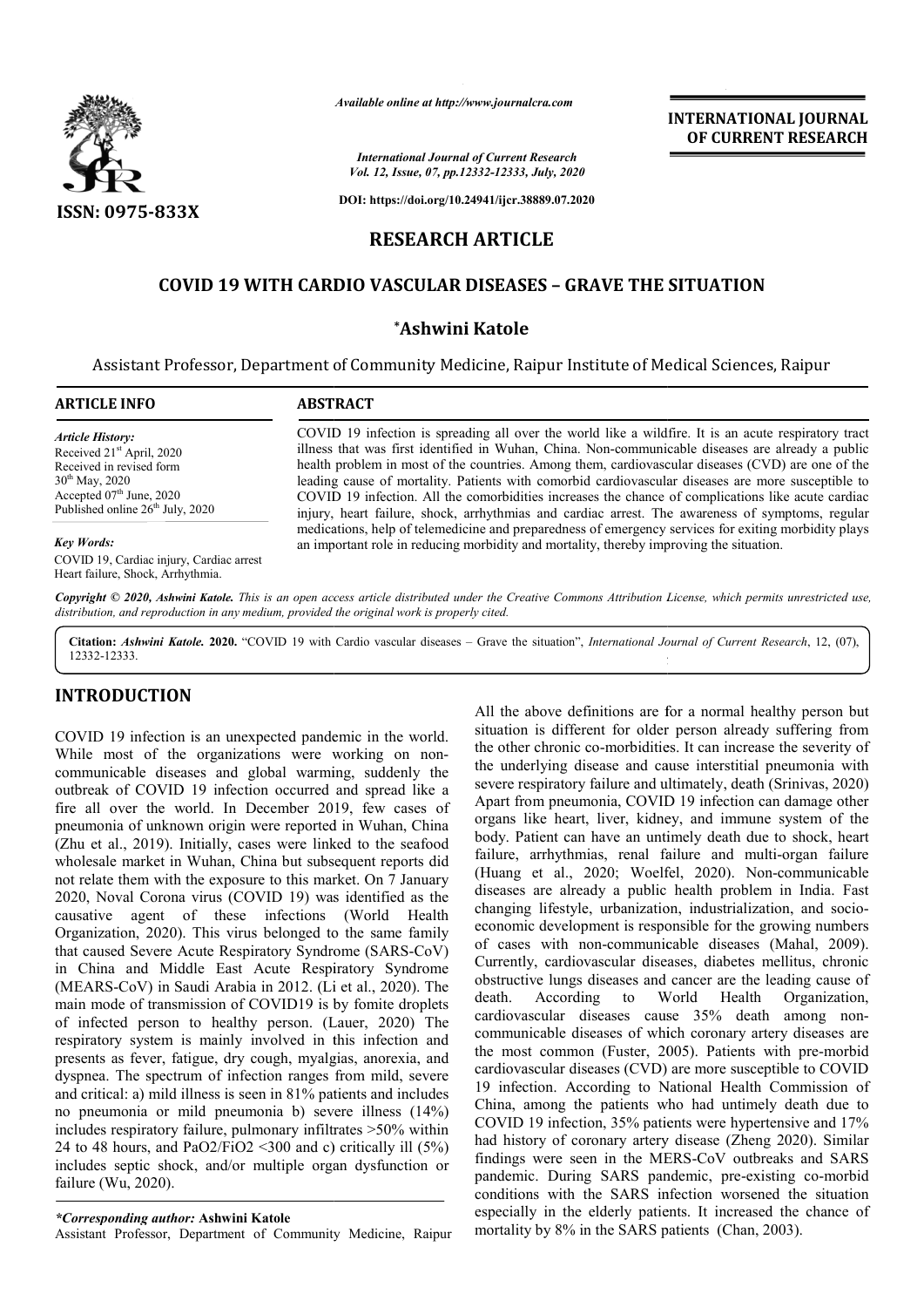**ISSN: 0975-833X**

*Available online at http://www.journalcra.com*

*International Journal of Current Research*
*Vol. 12, Issue, 07, pp.12332-12333, July, 2020*

**DOI: https://doi.org/10.24941/ijcr.38889.07.2020**

**INTERNATIONAL JOURNAL OF CURRENT RESEARCH**

# RESEARCH ARTICLE

# COVID 19 WITH CARDIO VASCULAR DISEASES – GRAVE THE SITUATION

**\*Ashwini Katole**

Assistant Professor, Department of Community Medicine, Raipur Institute of Medical Sciences, Raipur

**ARTICLE INFO**

*Article History:*
Received 21st April, 2020
Received in revised form
30th May, 2020
Accepted 07th June, 2020
Published online 26th July, 2020

*Key Words:*
COVID 19, Cardiac injury, Cardiac arrest
Heart failure, Shock, Arrhythmia.

**ABSTRACT**

COVID 19 infection is spreading all over the world like a wildfire. It is an acute respiratory tract illness that was first identified in Wuhan, China. Non-communicable diseases are already a public health problem in most of the countries. Among them, cardiovascular diseases (CVD) are one of the leading cause of mortality. Patients with comorbid cardiovascular diseases are more susceptible to COVID 19 infection. All the comorbidities increases the chance of complications like acute cardiac injury, heart failure, shock, arrhythmias and cardiac arrest. The awareness of symptoms, regular medications, help of telemedicine and preparedness of emergency services for exiting morbidity plays an important role in reducing morbidity and mortality, thereby improving the situation.

*Copyright © 2020, Ashwini Katole. This is an open access article distributed under the Creative Commons Attribution License, which permits unrestricted use, distribution, and reproduction in any medium, provided the original work is properly cited.*

**Citation:** *Ashwini Katole.* **2020.** "COVID 19 with Cardio vascular diseases – Grave the situation", *International Journal of Current Research*, 12, (07), 12332-12333.

## INTRODUCTION

COVID 19 infection is an unexpected pandemic in the world. While most of the organizations were working on non-communicable diseases and global warming, suddenly the outbreak of COVID 19 infection occurred and spread like a fire all over the world. In December 2019, few cases of pneumonia of unknown origin were reported in Wuhan, China (Zhu et al., 2019). Initially, cases were linked to the seafood wholesale market in Wuhan, China but subsequent reports did not relate them with the exposure to this market. On 7 January 2020, Noval Corona virus (COVID 19) was identified as the causative agent of these infections (World Health Organization, 2020). This virus belonged to the same family that caused Severe Acute Respiratory Syndrome (SARS-CoV) in China and Middle East Acute Respiratory Syndrome (MEARS-CoV) in Saudi Arabia in 2012. (Li et al., 2020). The main mode of transmission of COVID19 is by fomite droplets of infected person to healthy person. (Lauer, 2020) The respiratory system is mainly involved in this infection and presents as fever, fatigue, dry cough, myalgias, anorexia, and dyspnea. The spectrum of infection ranges from mild, severe and critical: a) mild illness is seen in 81% patients and includes no pneumonia or mild pneumonia b) severe illness (14%) includes respiratory failure, pulmonary infiltrates >50% within 24 to 48 hours, and PaO2/FiO2 <300 and c) critically ill (5%) includes septic shock, and/or multiple organ dysfunction or failure (Wu, 2020).

All the above definitions are for a normal healthy person but situation is different for older person already suffering from the other chronic co-morbidities. It can increase the severity of the underlying disease and cause interstitial pneumonia with severe respiratory failure and ultimately, death (Srinivas, 2020) Apart from pneumonia, COVID 19 infection can damage other organs like heart, liver, kidney, and immune system of the body. Patient can have an untimely death due to shock, heart failure, arrhythmias, renal failure and multi-organ failure (Huang et al., 2020; Woelfel, 2020). Non-communicable diseases are already a public health problem in India. Fast changing lifestyle, urbanization, industrialization, and socio-economic development is responsible for the growing numbers of cases with non-communicable diseases (Mahal, 2009). Currently, cardiovascular diseases, diabetes mellitus, chronic obstructive lungs diseases and cancer are the leading cause of death. According to World Health Organization, cardiovascular diseases cause 35% death among non-communicable diseases of which coronary artery diseases are the most common (Fuster, 2005). Patients with pre-morbid cardiovascular diseases (CVD) are more susceptible to COVID 19 infection. According to National Health Commission of China, among the patients who had untimely death due to COVID 19 infection, 35% patients were hypertensive and 17% had history of coronary artery disease (Zheng 2020). Similar findings were seen in the MERS-CoV outbreaks and SARS pandemic. During SARS pandemic, pre-existing co-morbid conditions with the SARS infection worsened the situation especially in the elderly patients. It increased the chance of mortality by 8% in the SARS patients (Chan, 2003).

*\*Corresponding author:* **Ashwini Katole**
Assistant Professor, Department of Community Medicine, Raipur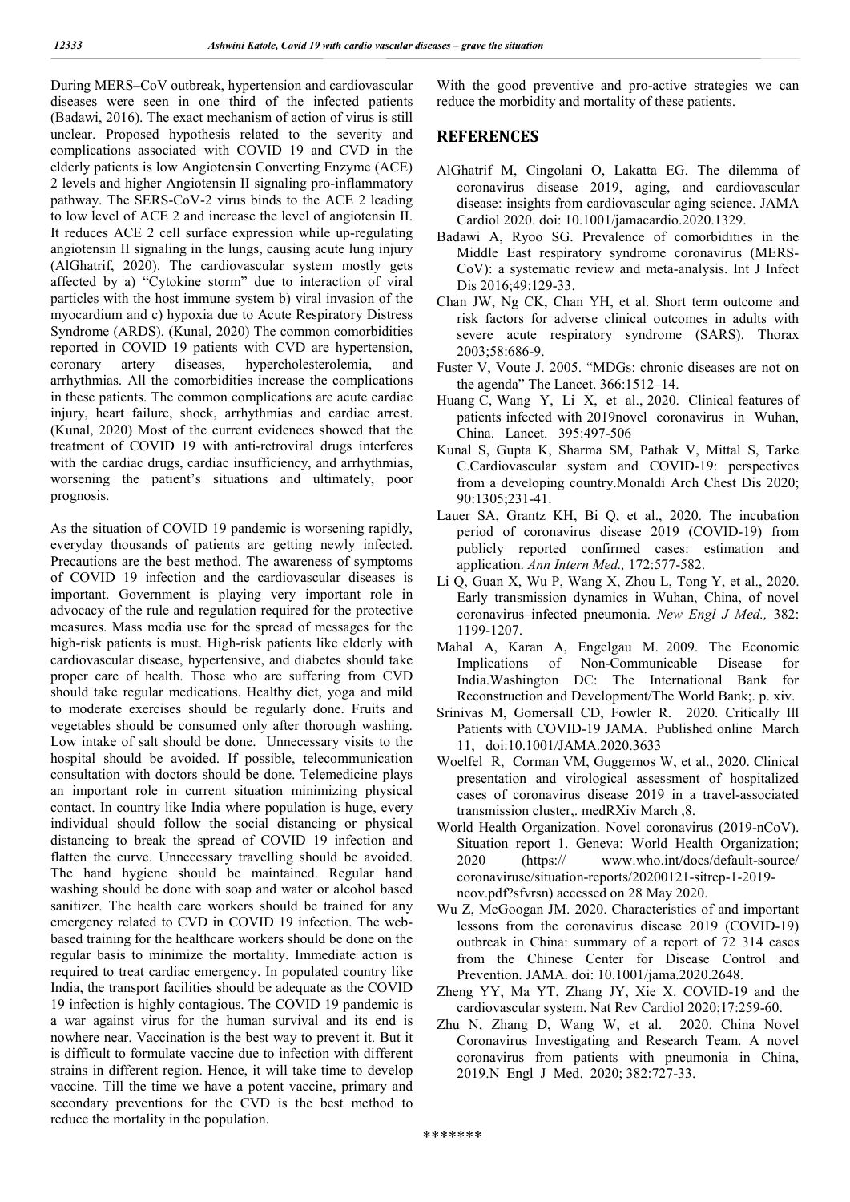During MERS–CoV outbreak, hypertension and cardiovascular diseases were seen in one third of the infected patients (Badawi, 2016). The exact mechanism of action of virus is still unclear. Proposed hypothesis related to the severity and complications associated with COVID 19 and CVD in the elderly patients is low Angiotensin Converting Enzyme (ACE) 2 levels and higher Angiotensin II signaling pro-inflammatory pathway. The SERS-CoV-2 virus binds to the ACE 2 leading to low level of ACE 2 and increase the level of angiotensin II. It reduces ACE 2 cell surface expression while up-regulating angiotensin II signaling in the lungs, causing acute lung injury (AlGhatrif, 2020). The cardiovascular system mostly gets affected by a) "Cytokine storm" due to interaction of viral particles with the host immune system b) viral invasion of the myocardium and c) hypoxia due to Acute Respiratory Distress Syndrome (ARDS). (Kunal, 2020) The common comorbidities reported in COVID 19 patients with CVD are hypertension, coronary artery diseases, hypercholesterolemia, and arrhythmias. All the comorbidities increase the complications in these patients. The common complications are acute cardiac injury, heart failure, shock, arrhythmias and cardiac arrest. (Kunal, 2020) Most of the current evidences showed that the treatment of COVID 19 with anti-retroviral drugs interferes with the cardiac drugs, cardiac insufficiency, and arrhythmias, worsening the patient's situations and ultimately, poor prognosis.

As the situation of COVID 19 pandemic is worsening rapidly, everyday thousands of patients are getting newly infected. Precautions are the best method. The awareness of symptoms of COVID 19 infection and the cardiovascular diseases is important. Government is playing very important role in advocacy of the rule and regulation required for the protective measures. Mass media use for the spread of messages for the high-risk patients is must. High-risk patients like elderly with cardiovascular disease, hypertensive, and diabetes should take proper care of health. Those who are suffering from CVD should take regular medications. Healthy diet, yoga and mild to moderate exercises should be regularly done. Fruits and vegetables should be consumed only after thorough washing. Low intake of salt should be done. Unnecessary visits to the hospital should be avoided. If possible, telecommunication consultation with doctors should be done. Telemedicine plays an important role in current situation minimizing physical contact. In country like India where population is huge, every individual should follow the social distancing or physical distancing to break the spread of COVID 19 infection and flatten the curve. Unnecessary travelling should be avoided. The hand hygiene should be maintained. Regular hand washing should be done with soap and water or alcohol based sanitizer. The health care workers should be trained for any emergency related to CVD in COVID 19 infection. The web-based training for the healthcare workers should be done on the regular basis to minimize the mortality. Immediate action is required to treat cardiac emergency. In populated country like India, the transport facilities should be adequate as the COVID 19 infection is highly contagious. The COVID 19 pandemic is a war against virus for the human survival and its end is nowhere near. Vaccination is the best way to prevent it. But it is difficult to formulate vaccine due to infection with different strains in different region. Hence, it will take time to develop vaccine. Till the time we have a potent vaccine, primary and secondary preventions for the CVD is the best method to reduce the mortality in the population.

With the good preventive and pro-active strategies we can reduce the morbidity and mortality of these patients.

## REFERENCES

AlGhatrif M, Cingolani O, Lakatta EG. The dilemma of coronavirus disease 2019, aging, and cardiovascular disease: insights from cardiovascular aging science. JAMA Cardiol 2020. doi: 10.1001/jamacardio.2020.1329.

Badawi A, Ryoo SG. Prevalence of comorbidities in the Middle East respiratory syndrome coronavirus (MERS-CoV): a systematic review and meta-analysis. Int J Infect Dis 2016;49:129-33.

Chan JW, Ng CK, Chan YH, et al. Short term outcome and risk factors for adverse clinical outcomes in adults with severe acute respiratory syndrome (SARS). Thorax 2003;58:686-9.

Fuster V, Voute J. 2005. "MDGs: chronic diseases are not on the agenda" The Lancet. 366:1512–14.

Huang C, Wang Y, Li X, et al., 2020. Clinical features of patients infected with 2019novel coronavirus in Wuhan, China. Lancet. 395:497-506

Kunal S, Gupta K, Sharma SM, Pathak V, Mittal S, Tarke C.Cardiovascular system and COVID-19: perspectives from a developing country.Monaldi Arch Chest Dis 2020; 90:1305;231-41.

Lauer SA, Grantz KH, Bi Q, et al., 2020. The incubation period of coronavirus disease 2019 (COVID-19) from publicly reported confirmed cases: estimation and application. *Ann Intern Med.,* 172:577-582.

Li Q, Guan X, Wu P, Wang X, Zhou L, Tong Y, et al., 2020. Early transmission dynamics in Wuhan, China, of novel coronavirus–infected pneumonia. *New Engl J Med.,* 382: 1199-1207.

Mahal A, Karan A, Engelgau M. 2009. The Economic Implications of Non-Communicable Disease for India.Washington DC: The International Bank for Reconstruction and Development/The World Bank;. p. xiv.

Srinivas M, Gomersall CD, Fowler R. 2020. Critically Ill Patients with COVID-19 JAMA. Published online March 11, doi:10.1001/JAMA.2020.3633

Woelfel R, Corman VM, Guggemos W, et al., 2020. Clinical presentation and virological assessment of hospitalized cases of coronavirus disease 2019 in a travel-associated transmission cluster,. medRXiv March ,8.

World Health Organization. Novel coronavirus (2019-nCoV). Situation report 1. Geneva: World Health Organization; 2020 (https:// www.who.int/docs/default-source/ coronaviruse/situation-reports/20200121-sitrep-1-2019-ncov.pdf?sfvrsn) accessed on 28 May 2020.

Wu Z, McGoogan JM. 2020. Characteristics of and important lessons from the coronavirus disease 2019 (COVID-19) outbreak in China: summary of a report of 72 314 cases from the Chinese Center for Disease Control and Prevention. JAMA. doi: 10.1001/jama.2020.2648.

Zheng YY, Ma YT, Zhang JY, Xie X. COVID-19 and the cardiovascular system. Nat Rev Cardiol 2020;17:259-60.

Zhu N, Zhang D, Wang W, et al. 2020. China Novel Coronavirus Investigating and Research Team. A novel coronavirus from patients with pneumonia in China, 2019.N Engl J Med. 2020; 382:727-33.

\*\*\*\*\*\*\*